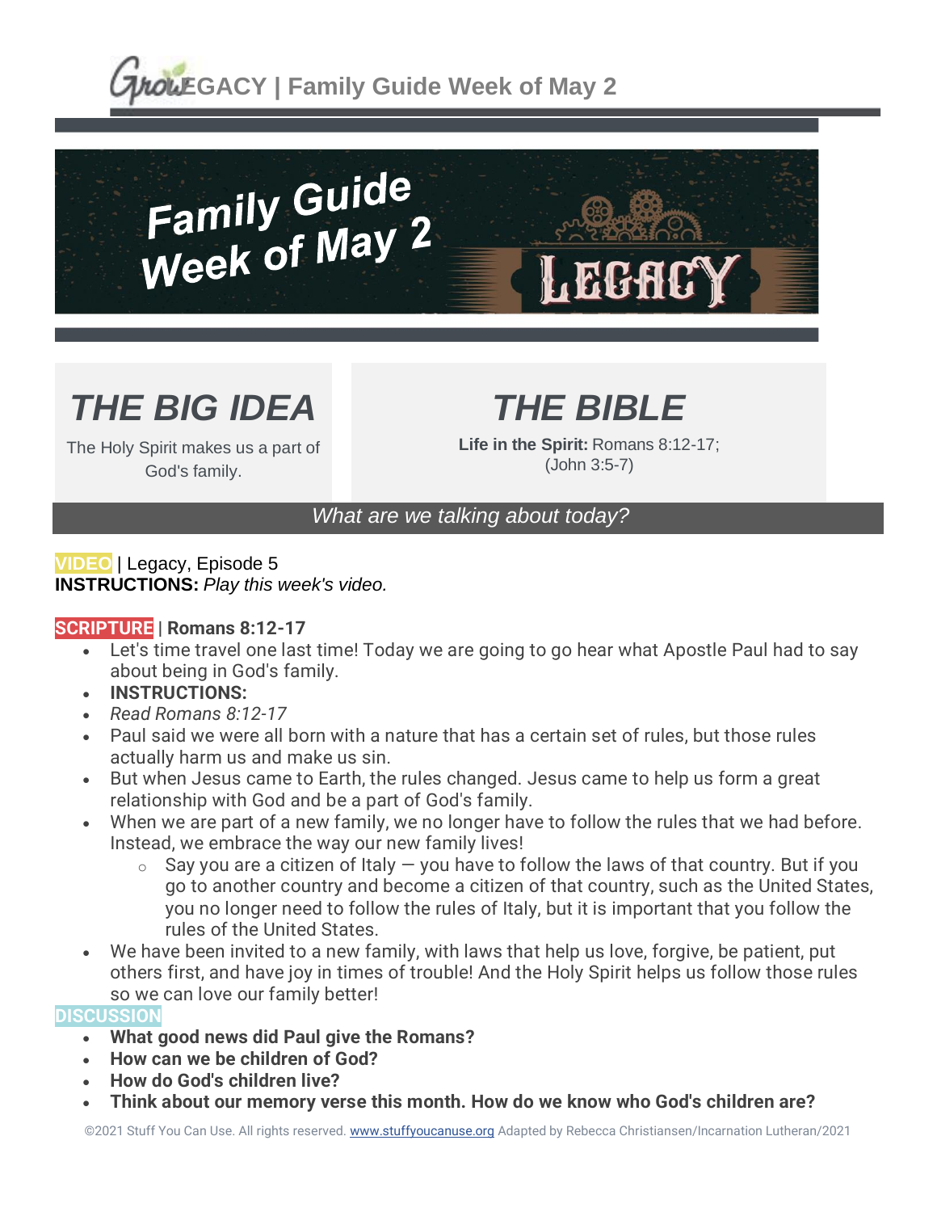# GrowLEGACY | Family Guide Week of May 2

Family Guide
Week of May 2

LEGACY

## THE BIG IDEA

The Holy Spirit makes us a part of God's family.

## THE BIBLE

**Life in the Spirit:** Romans 8:12-17; (John 3:5-7)

*What are we talking about today?*

**VIDEO** | Legacy, Episode 5
**INSTRUCTIONS:** *Play this week's video.*

**SCRIPTURE | Romans 8:12-17**

- Let's time travel one last time! Today we are going to go hear what Apostle Paul had to say about being in God's family.
- **INSTRUCTIONS:**
- *Read Romans 8:12-17*
- Paul said we were all born with a nature that has a certain set of rules, but those rules actually harm us and make us sin.
- But when Jesus came to Earth, the rules changed. Jesus came to help us form a great relationship with God and be a part of God's family.
- When we are part of a new family, we no longer have to follow the rules that we had before. Instead, we embrace the way our new family lives!
    - Say you are a citizen of Italy — you have to follow the laws of that country. But if you go to another country and become a citizen of that country, such as the United States, you no longer need to follow the rules of Italy, but it is important that you follow the rules of the United States.
- We have been invited to a new family, with laws that help us love, forgive, be patient, put others first, and have joy in times of trouble! And the Holy Spirit helps us follow those rules so we can love our family better!

**DISCUSSION**

- **What good news did Paul give the Romans?**
- **How can we be children of God?**
- **How do God's children live?**
- **Think about our memory verse this month. How do we know who God's children are?**

©2021 Stuff You Can Use. All rights reserved. www.stuffyoucanuse.org Adapted by Rebecca Christiansen/Incarnation Lutheran/2021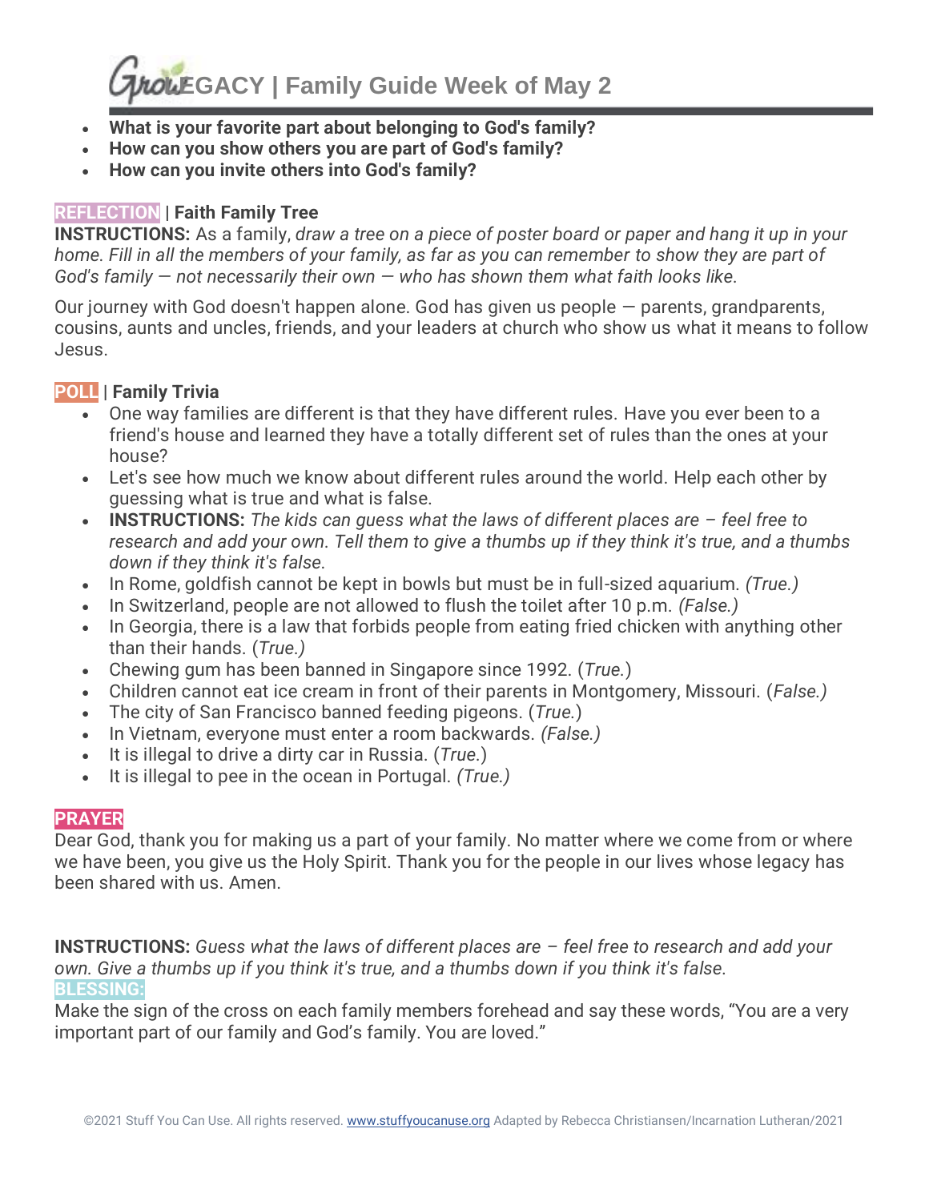- **What is your favorite part about belonging to God's family?**
- **How can you show others you are part of God's family?**
- **How can you invite others into God's family?**

**REFLECTION | Faith Family Tree**

**INSTRUCTIONS:** As a family, *draw a tree on a piece of poster board or paper and hang it up in your home. Fill in all the members of your family, as far as you can remember to show they are part of God's family — not necessarily their own — who has shown them what faith looks like.*

Our journey with God doesn't happen alone. God has given us people — parents, grandparents, cousins, aunts and uncles, friends, and your leaders at church who show us what it means to follow Jesus.

**POLL | Family Trivia**

- One way families are different is that they have different rules. Have you ever been to a friend's house and learned they have a totally different set of rules than the ones at your house?
- Let's see how much we know about different rules around the world. Help each other by guessing what is true and what is false.
- **INSTRUCTIONS:** *The kids can guess what the laws of different places are – feel free to research and add your own. Tell them to give a thumbs up if they think it's true, and a thumbs down if they think it's false.*
- In Rome, goldfish cannot be kept in bowls but must be in full-sized aquarium. *(True.)*
- In Switzerland, people are not allowed to flush the toilet after 10 p.m. *(False.)*
- In Georgia, there is a law that forbids people from eating fried chicken with anything other than their hands. (*True.)*
- Chewing gum has been banned in Singapore since 1992. (*True.*)
- Children cannot eat ice cream in front of their parents in Montgomery, Missouri. (*False.)*
- The city of San Francisco banned feeding pigeons. (*True.*)
- In Vietnam, everyone must enter a room backwards. *(False.)*
- It is illegal to drive a dirty car in Russia. (*True.*)
- It is illegal to pee in the ocean in Portugal. *(True.)*

**PRAYER**

Dear God, thank you for making us a part of your family. No matter where we come from or where we have been, you give us the Holy Spirit. Thank you for the people in our lives whose legacy has been shared with us. Amen.

**INSTRUCTIONS:** *Guess what the laws of different places are – feel free to research and add your own. Give a thumbs up if you think it's true, and a thumbs down if you think it's false.*

**BLESSING:**

Make the sign of the cross on each family members forehead and say these words, "You are a very important part of our family and God's family. You are loved."

©2021 Stuff You Can Use. All rights reserved. www.stuffyoucanuse.org Adapted by Rebecca Christiansen/Incarnation Lutheran/2021